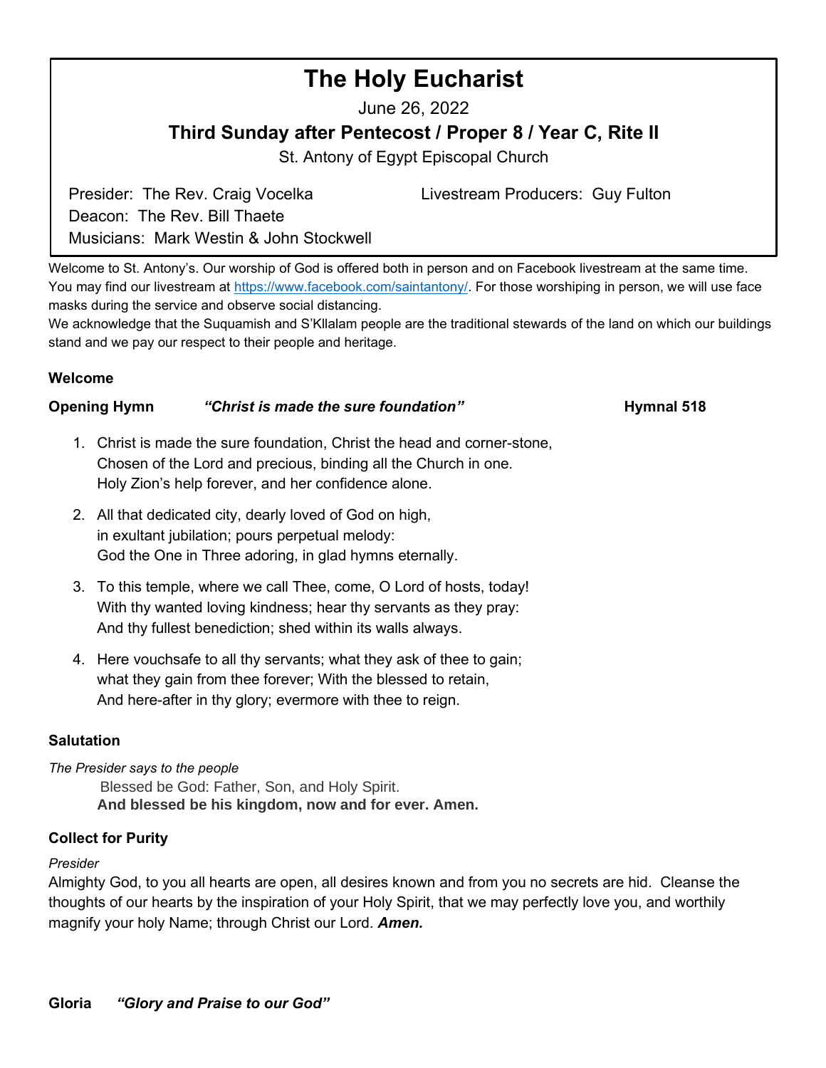# The Holy Eucharist

June 26, 2022

## Third Sunday after Pentecost / Proper 8 / Year C, Rite II

St. Antony of Egypt Episcopal Church

Presider: The Rev. Craig Vocelka
Deacon: The Rev. Bill Thaete
Musicians: Mark Westin & John Stockwell

Livestream Producers: Guy Fulton

Welcome to St. Antony's. Our worship of God is offered both in person and on Facebook livestream at the same time. You may find our livestream at https://www.facebook.com/saintantony/. For those worshiping in person, we will use face masks during the service and observe social distancing.

We acknowledge that the Suquamish and S'Kllalam people are the traditional stewards of the land on which our buildings stand and we pay our respect to their people and heritage.

**Welcome**

**Opening Hymn** ***"Christ is made the sure foundation"*** **Hymnal 518**

1. Christ is made the sure foundation, Christ the head and corner-stone,
   Chosen of the Lord and precious, binding all the Church in one.
   Holy Zion's help forever, and her confidence alone.
2. All that dedicated city, dearly loved of God on high,
   in exultant jubilation; pours perpetual melody:
   God the One in Three adoring, in glad hymns eternally.
3. To this temple, where we call Thee, come, O Lord of hosts, today!
   With thy wanted loving kindness; hear thy servants as they pray:
   And thy fullest benediction; shed within its walls always.
4. Here vouchsafe to all thy servants; what they ask of thee to gain;
   what they gain from thee forever; With the blessed to retain,
   And here-after in thy glory; evermore with thee to reign.

**Salutation**

*The Presider says to the people*

Blessed be God: Father, Son, and Holy Spirit.
**And blessed be his kingdom, now and for ever. Amen.**

**Collect for Purity**

*Presider*

Almighty God, to you all hearts are open, all desires known and from you no secrets are hid. Cleanse the thoughts of our hearts by the inspiration of your Holy Spirit, that we may perfectly love you, and worthily magnify your holy Name; through Christ our Lord. ***Amen.***

**Gloria** ***"Glory and Praise to our God"***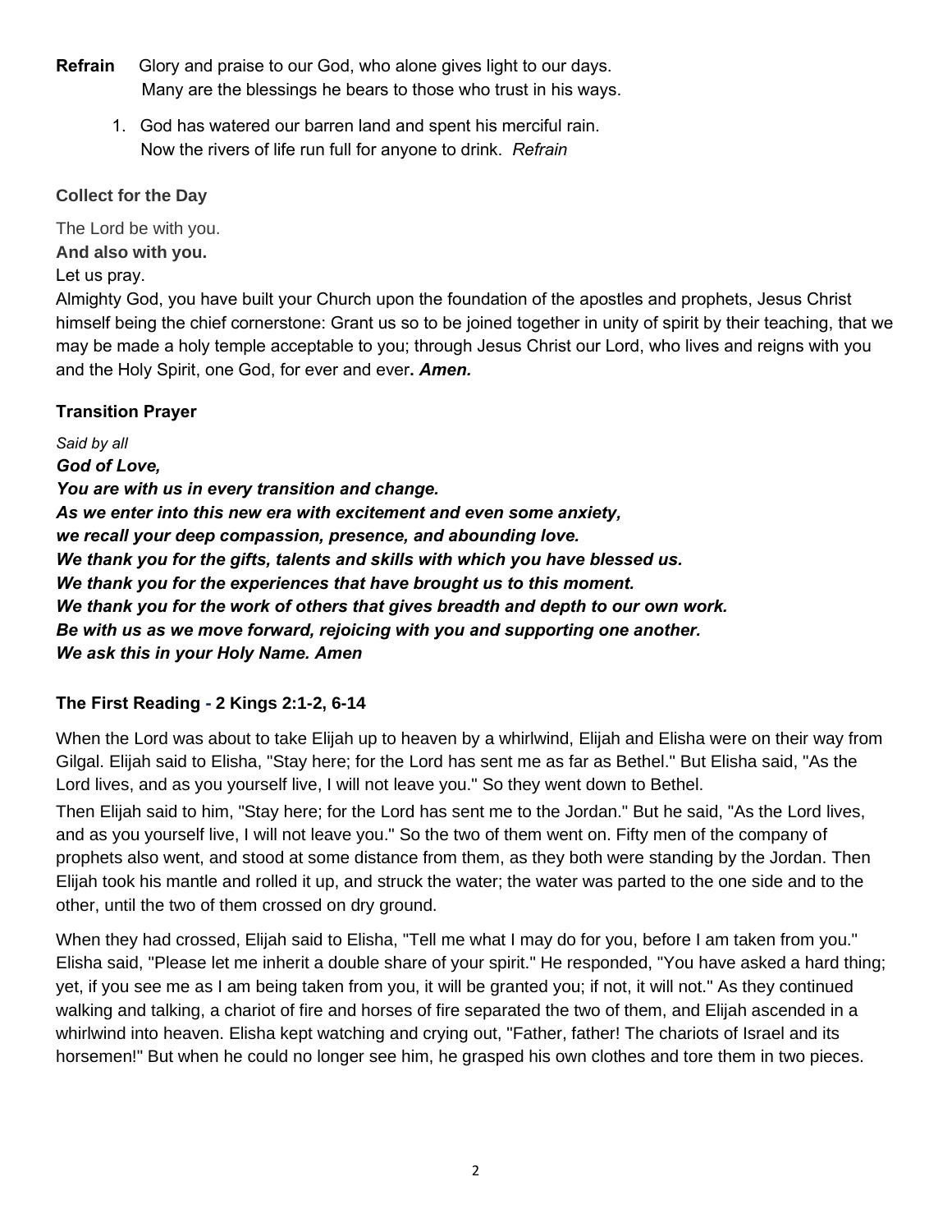**Refrain** Glory and praise to our God, who alone gives light to our days.
Many are the blessings he bears to those who trust in his ways.

1. God has watered our barren land and spent his merciful rain.
   Now the rivers of life run full for anyone to drink. *Refrain*

### Collect for the Day

The Lord be with you.
**And also with you.**
Let us pray.
Almighty God, you have built your Church upon the foundation of the apostles and prophets, Jesus Christ himself being the chief cornerstone: Grant us so to be joined together in unity of spirit by their teaching, that we may be made a holy temple acceptable to you; through Jesus Christ our Lord, who lives and reigns with you and the Holy Spirit, one God, for ever and ever**.** ***Amen.***

### Transition Prayer

*Said by all*
***God of Love,***
***You are with us in every transition and change.***
***As we enter into this new era with excitement and even some anxiety,***
***we recall your deep compassion, presence, and abounding love.***
***We thank you for the gifts, talents and skills with which you have blessed us.***
***We thank you for the experiences that have brought us to this moment.***
***We thank you for the work of others that gives breadth and depth to our own work.***
***Be with us as we move forward, rejoicing with you and supporting one another.***
***We ask this in your Holy Name. Amen***

### The First Reading - 2 Kings 2:1-2, 6-14

When the Lord was about to take Elijah up to heaven by a whirlwind, Elijah and Elisha were on their way from Gilgal. Elijah said to Elisha, "Stay here; for the Lord has sent me as far as Bethel." But Elisha said, "As the Lord lives, and as you yourself live, I will not leave you." So they went down to Bethel.

Then Elijah said to him, "Stay here; for the Lord has sent me to the Jordan." But he said, "As the Lord lives, and as you yourself live, I will not leave you." So the two of them went on. Fifty men of the company of prophets also went, and stood at some distance from them, as they both were standing by the Jordan. Then Elijah took his mantle and rolled it up, and struck the water; the water was parted to the one side and to the other, until the two of them crossed on dry ground.

When they had crossed, Elijah said to Elisha, "Tell me what I may do for you, before I am taken from you." Elisha said, "Please let me inherit a double share of your spirit." He responded, "You have asked a hard thing; yet, if you see me as I am being taken from you, it will be granted you; if not, it will not." As they continued walking and talking, a chariot of fire and horses of fire separated the two of them, and Elijah ascended in a whirlwind into heaven. Elisha kept watching and crying out, "Father, father! The chariots of Israel and its horsemen!" But when he could no longer see him, he grasped his own clothes and tore them in two pieces.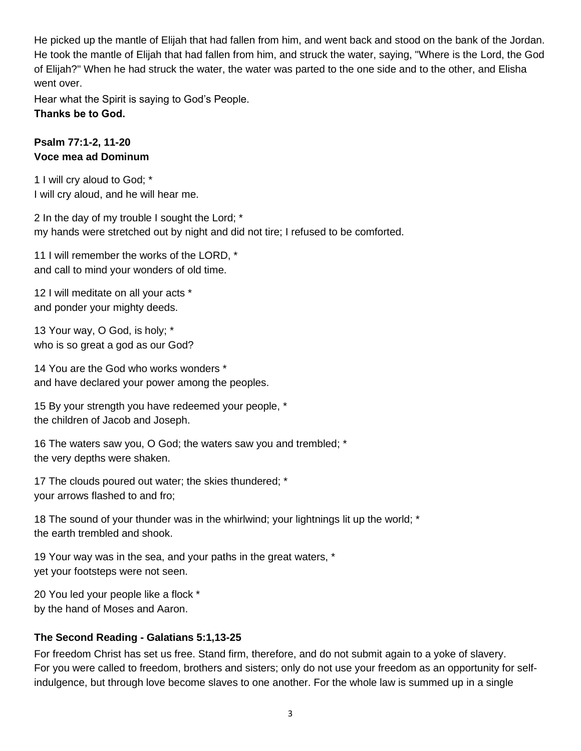He picked up the mantle of Elijah that had fallen from him, and went back and stood on the bank of the Jordan. He took the mantle of Elijah that had fallen from him, and struck the water, saying, "Where is the Lord, the God of Elijah?" When he had struck the water, the water was parted to the one side and to the other, and Elisha went over.

Hear what the Spirit is saying to God's People.

**Thanks be to God.**

**Psalm 77:1-2, 11-20**
**Voce mea ad Dominum**

1 I will cry aloud to God; *
I will cry aloud, and he will hear me.

2 In the day of my trouble I sought the Lord; *
my hands were stretched out by night and did not tire; I refused to be comforted.

11 I will remember the works of the LORD, *
and call to mind your wonders of old time.

12 I will meditate on all your acts *
and ponder your mighty deeds.

13 Your way, O God, is holy; *
who is so great a god as our God?

14 You are the God who works wonders *
and have declared your power among the peoples.

15 By your strength you have redeemed your people, *
the children of Jacob and Joseph.

16 The waters saw you, O God; the waters saw you and trembled; *
the very depths were shaken.

17 The clouds poured out water; the skies thundered; *
your arrows flashed to and fro;

18 The sound of your thunder was in the whirlwind; your lightnings lit up the world; *
the earth trembled and shook.

19 Your way was in the sea, and your paths in the great waters, *
yet your footsteps were not seen.

20 You led your people like a flock *
by the hand of Moses and Aaron.

**The Second Reading - Galatians 5:1,13-25**

For freedom Christ has set us free. Stand firm, therefore, and do not submit again to a yoke of slavery. For you were called to freedom, brothers and sisters; only do not use your freedom as an opportunity for self-indulgence, but through love become slaves to one another. For the whole law is summed up in a single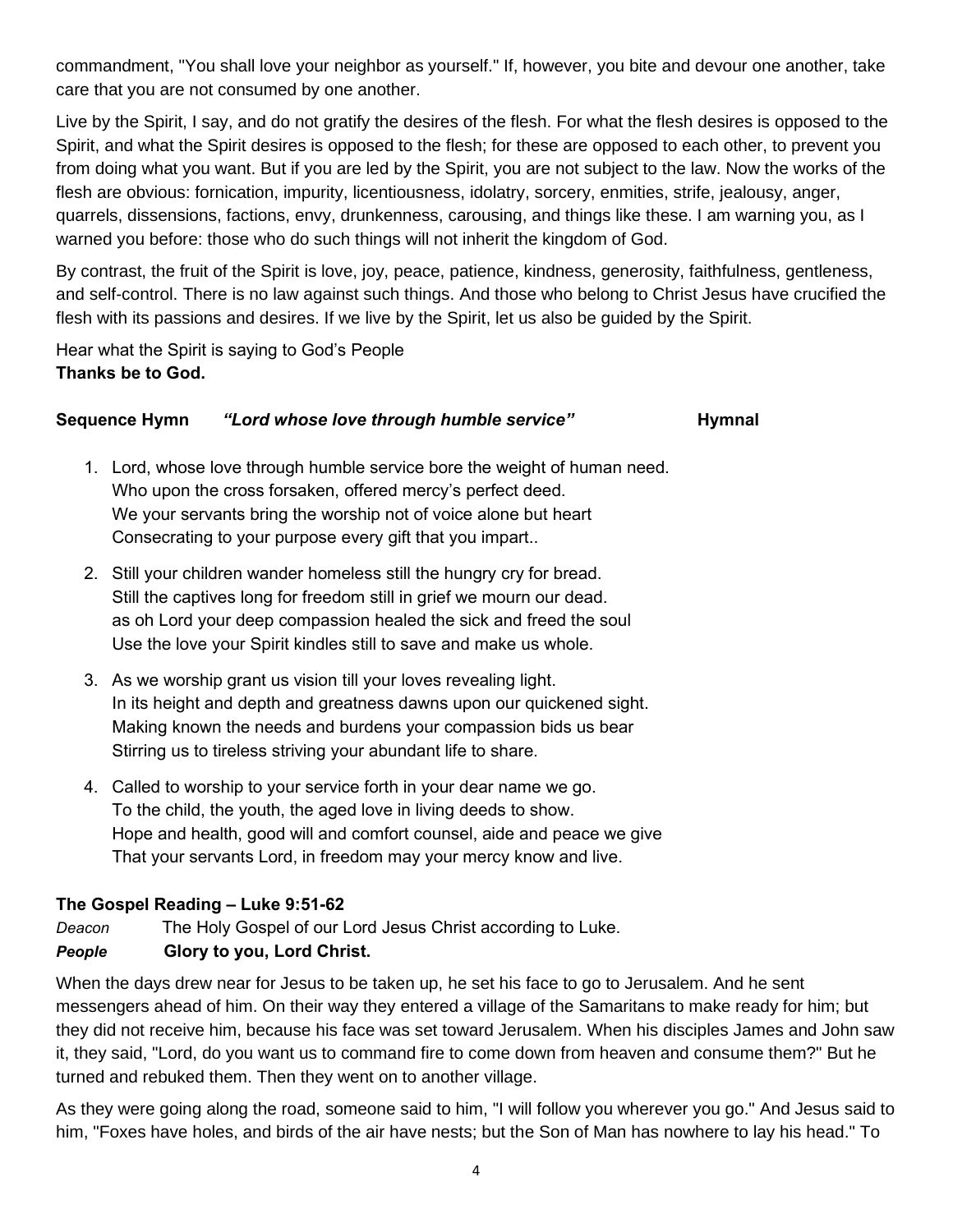commandment, "You shall love your neighbor as yourself." If, however, you bite and devour one another, take care that you are not consumed by one another.

Live by the Spirit, I say, and do not gratify the desires of the flesh. For what the flesh desires is opposed to the Spirit, and what the Spirit desires is opposed to the flesh; for these are opposed to each other, to prevent you from doing what you want. But if you are led by the Spirit, you are not subject to the law. Now the works of the flesh are obvious: fornication, impurity, licentiousness, idolatry, sorcery, enmities, strife, jealousy, anger, quarrels, dissensions, factions, envy, drunkenness, carousing, and things like these. I am warning you, as I warned you before: those who do such things will not inherit the kingdom of God.

By contrast, the fruit of the Spirit is love, joy, peace, patience, kindness, generosity, faithfulness, gentleness, and self-control. There is no law against such things. And those who belong to Christ Jesus have crucified the flesh with its passions and desires. If we live by the Spirit, let us also be guided by the Spirit.

Hear what the Spirit is saying to God's People
**Thanks be to God.**

**Sequence Hymn** ***"Lord whose love through humble service"*** **Hymnal**

1. Lord, whose love through humble service bore the weight of human need.
   Who upon the cross forsaken, offered mercy's perfect deed.
   We your servants bring the worship not of voice alone but heart
   Consecrating to your purpose every gift that you impart..

2. Still your children wander homeless still the hungry cry for bread.
   Still the captives long for freedom still in grief we mourn our dead.
   as oh Lord your deep compassion healed the sick and freed the soul
   Use the love your Spirit kindles still to save and make us whole.

3. As we worship grant us vision till your loves revealing light.
   In its height and depth and greatness dawns upon our quickened sight.
   Making known the needs and burdens your compassion bids us bear
   Stirring us to tireless striving your abundant life to share.

4. Called to worship to your service forth in your dear name we go.
   To the child, the youth, the aged love in living deeds to show.
   Hope and health, good will and comfort counsel, aide and peace we give
   That your servants Lord, in freedom may your mercy know and live.

**The Gospel Reading – Luke 9:51-62**

*Deacon* The Holy Gospel of our Lord Jesus Christ according to Luke.
***People*** **Glory to you, Lord Christ.**

When the days drew near for Jesus to be taken up, he set his face to go to Jerusalem. And he sent messengers ahead of him. On their way they entered a village of the Samaritans to make ready for him; but they did not receive him, because his face was set toward Jerusalem. When his disciples James and John saw it, they said, "Lord, do you want us to command fire to come down from heaven and consume them?" But he turned and rebuked them. Then they went on to another village.

As they were going along the road, someone said to him, "I will follow you wherever you go." And Jesus said to him, "Foxes have holes, and birds of the air have nests; but the Son of Man has nowhere to lay his head." To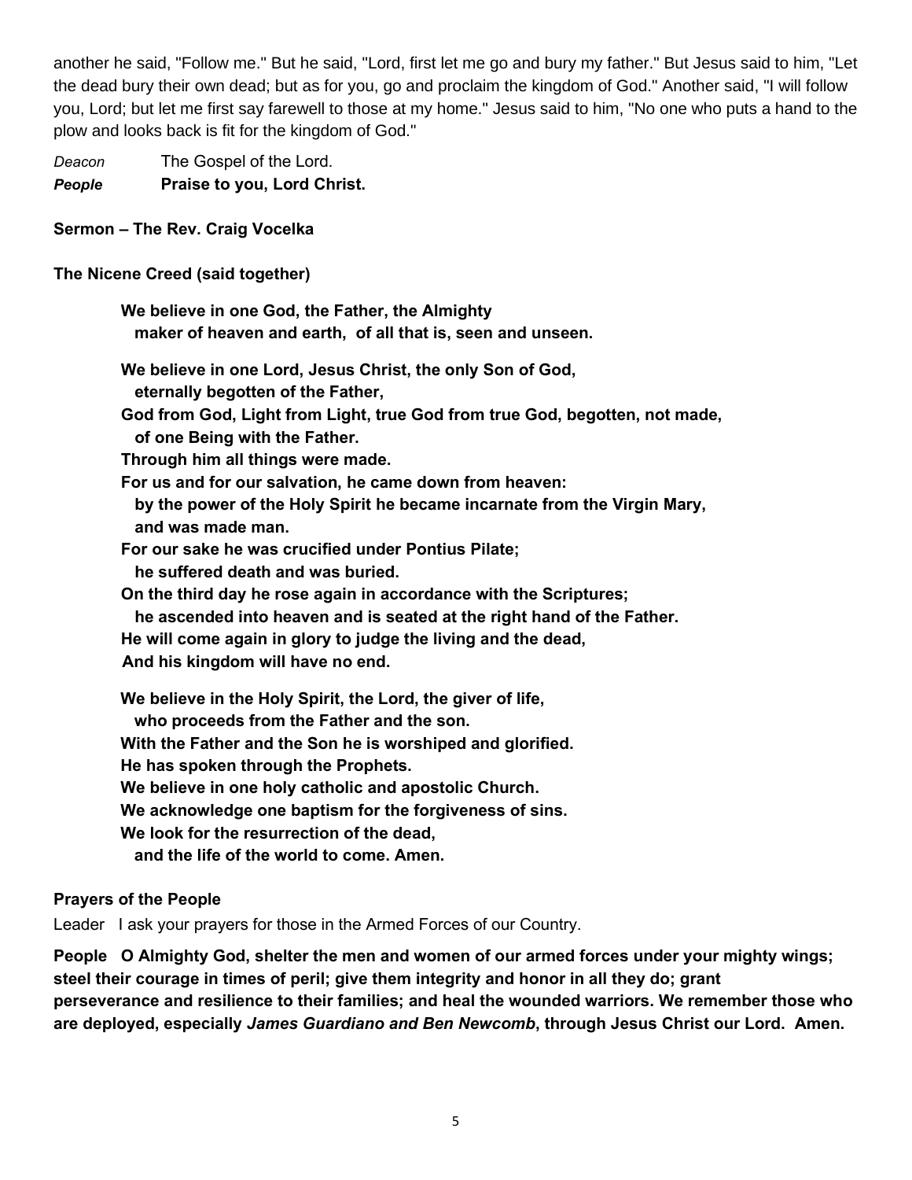another he said, "Follow me." But he said, "Lord, first let me go and bury my father." But Jesus said to him, "Let the dead bury their own dead; but as for you, go and proclaim the kingdom of God." Another said, "I will follow you, Lord; but let me first say farewell to those at my home." Jesus said to him, "No one who puts a hand to the plow and looks back is fit for the kingdom of God."

*Deacon* The Gospel of the Lord.
***People*** **Praise to you, Lord Christ.**

**Sermon – The Rev. Craig Vocelka**

**The Nicene Creed (said together)**

**We believe in one God, the Father, the Almighty**
**maker of heaven and earth, of all that is, seen and unseen.**

**We believe in one Lord, Jesus Christ, the only Son of God,**
**eternally begotten of the Father,**
**God from God, Light from Light, true God from true God, begotten, not made,**
**of one Being with the Father.**
**Through him all things were made.**
**For us and for our salvation, he came down from heaven:**
**by the power of the Holy Spirit he became incarnate from the Virgin Mary,**
**and was made man.**
**For our sake he was crucified under Pontius Pilate;**
**he suffered death and was buried.**
**On the third day he rose again in accordance with the Scriptures;**
**he ascended into heaven and is seated at the right hand of the Father.**
**He will come again in glory to judge the living and the dead,**
**And his kingdom will have no end.**

**We believe in the Holy Spirit, the Lord, the giver of life,**
**who proceeds from the Father and the son.**
**With the Father and the Son he is worshiped and glorified.**
**He has spoken through the Prophets.**
**We believe in one holy catholic and apostolic Church.**
**We acknowledge one baptism for the forgiveness of sins.**
**We look for the resurrection of the dead,**
**and the life of the world to come. Amen.**

**Prayers of the People**

Leader I ask your prayers for those in the Armed Forces of our Country.

**People O Almighty God, shelter the men and women of our armed forces under your mighty wings; steel their courage in times of peril; give them integrity and honor in all they do; grant perseverance and resilience to their families; and heal the wounded warriors. We remember those who are deployed, especially *James Guardiano and Ben Newcomb*, through Jesus Christ our Lord. Amen.**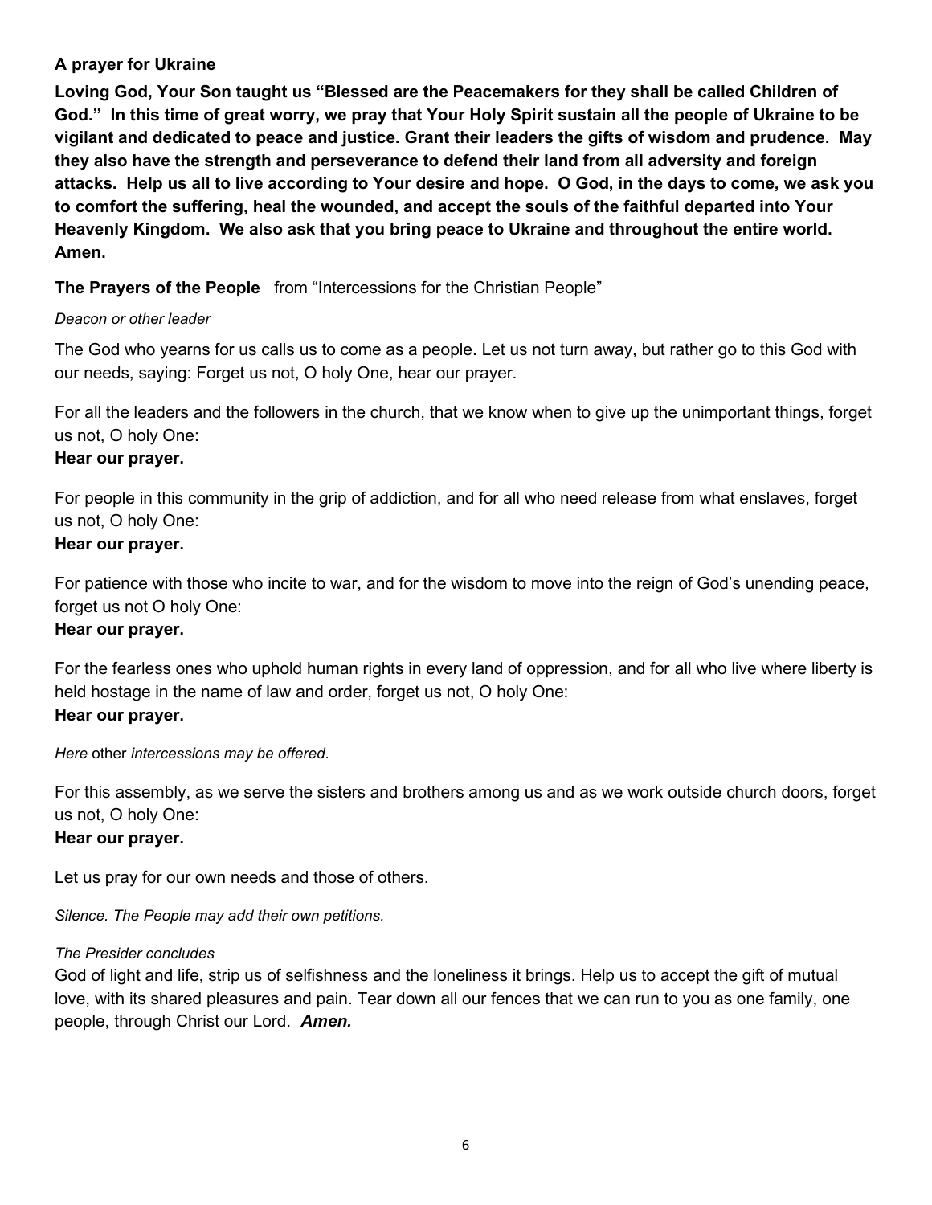**A prayer for Ukraine**

**Loving God, Your Son taught us "Blessed are the Peacemakers for they shall be called Children of God." In this time of great worry, we pray that Your Holy Spirit sustain all the people of Ukraine to be vigilant and dedicated to peace and justice. Grant their leaders the gifts of wisdom and prudence. May they also have the strength and perseverance to defend their land from all adversity and foreign attacks. Help us all to live according to Your desire and hope. O God, in the days to come, we ask you to comfort the suffering, heal the wounded, and accept the souls of the faithful departed into Your Heavenly Kingdom. We also ask that you bring peace to Ukraine and throughout the entire world. Amen.**

**The Prayers of the People** from "Intercessions for the Christian People"

*Deacon or other leader*

The God who yearns for us calls us to come as a people. Let us not turn away, but rather go to this God with our needs, saying: Forget us not, O holy One, hear our prayer.

For all the leaders and the followers in the church, that we know when to give up the unimportant things, forget us not, O holy One:
**Hear our prayer.**

For people in this community in the grip of addiction, and for all who need release from what enslaves, forget us not, O holy One:
**Hear our prayer.**

For patience with those who incite to war, and for the wisdom to move into the reign of God's unending peace, forget us not O holy One:
**Hear our prayer.**

For the fearless ones who uphold human rights in every land of oppression, and for all who live where liberty is held hostage in the name of law and order, forget us not, O holy One:
**Hear our prayer.**

*Here* other *intercessions may be offered.*

For this assembly, as we serve the sisters and brothers among us and as we work outside church doors, forget us not, O holy One:
**Hear our prayer.**

Let us pray for our own needs and those of others.

*Silence. The People may add their own petitions.*

*The Presider concludes*
God of light and life, strip us of selfishness and the loneliness it brings. Help us to accept the gift of mutual love, with its shared pleasures and pain. Tear down all our fences that we can run to you as one family, one people, through Christ our Lord. ***Amen.***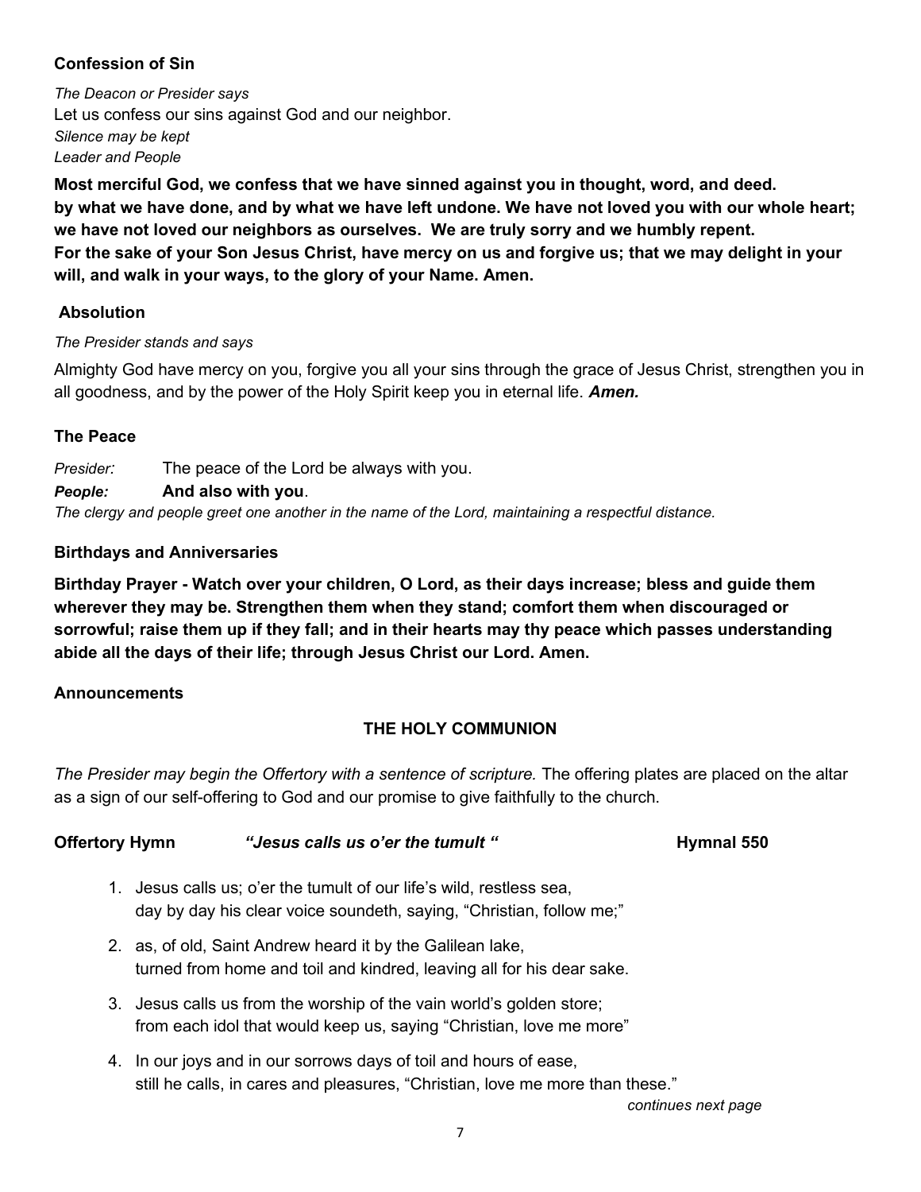### Confession of Sin

*The Deacon or Presider says*
Let us confess our sins against God and our neighbor.
*Silence may be kept*
*Leader and People*

**Most merciful God, we confess that we have sinned against you in thought, word, and deed. by what we have done, and by what we have left undone. We have not loved you with our whole heart; we have not loved our neighbors as ourselves. We are truly sorry and we humbly repent. For the sake of your Son Jesus Christ, have mercy on us and forgive us; that we may delight in your will, and walk in your ways, to the glory of your Name. Amen.**

### Absolution

*The Presider stands and says*

Almighty God have mercy on you, forgive you all your sins through the grace of Jesus Christ, strengthen you in all goodness, and by the power of the Holy Spirit keep you in eternal life. ***Amen.***

### The Peace

*Presider:* The peace of the Lord be always with you.
***People:*** **And also with you**.
*The clergy and people greet one another in the name of the Lord, maintaining a respectful distance.*

### Birthdays and Anniversaries

**Birthday Prayer - Watch over your children, O Lord, as their days increase; bless and guide them wherever they may be. Strengthen them when they stand; comfort them when discouraged or sorrowful; raise them up if they fall; and in their hearts may thy peace which passes understanding abide all the days of their life; through Jesus Christ our Lord. Amen.**

### Announcements

## THE HOLY COMMUNION

*The Presider may begin the Offertory with a sentence of scripture.* The offering plates are placed on the altar as a sign of our self-offering to God and our promise to give faithfully to the church.

**Offertory Hymn** ***"Jesus calls us o'er the tumult "*** **Hymnal 550**

1. Jesus calls us; o'er the tumult of our life's wild, restless sea,
   day by day his clear voice soundeth, saying, "Christian, follow me;"
2. as, of old, Saint Andrew heard it by the Galilean lake,
   turned from home and toil and kindred, leaving all for his dear sake.
3. Jesus calls us from the worship of the vain world's golden store;
   from each idol that would keep us, saying "Christian, love me more"
4. In our joys and in our sorrows days of toil and hours of ease,
   still he calls, in cares and pleasures, "Christian, love me more than these."

*continues next page*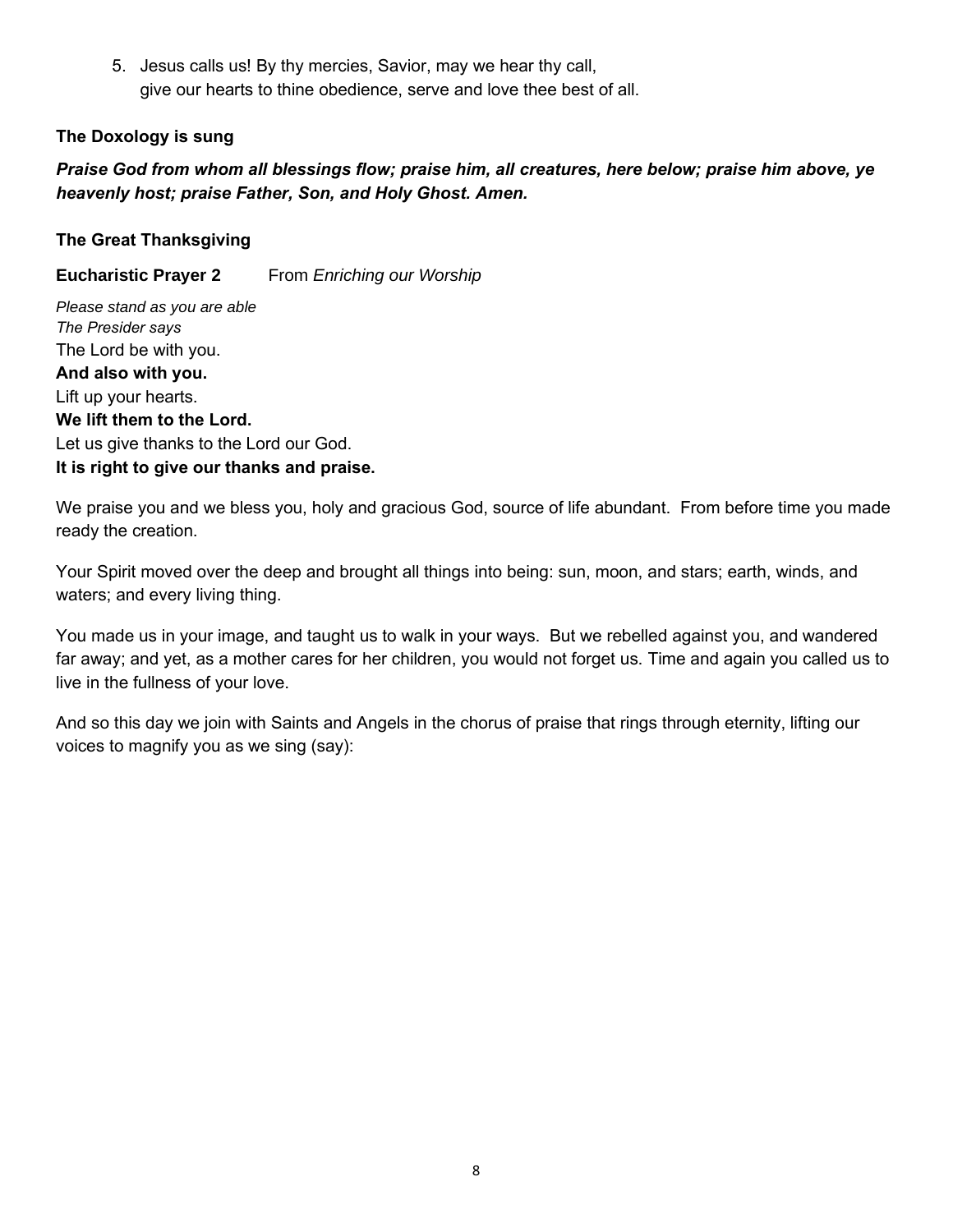5. Jesus calls us! By thy mercies, Savior, may we hear thy call,
   give our hearts to thine obedience, serve and love thee best of all.

**The Doxology is sung**

***Praise God from whom all blessings flow; praise him, all creatures, here below; praise him above, ye heavenly host; praise Father, Son, and Holy Ghost. Amen.***

**The Great Thanksgiving**

**Eucharistic Prayer 2** From *Enriching our Worship*

*Please stand as you are able*
*The Presider says*
The Lord be with you.
**And also with you.**
Lift up your hearts.
**We lift them to the Lord.**
Let us give thanks to the Lord our God.
**It is right to give our thanks and praise.**

We praise you and we bless you, holy and gracious God, source of life abundant. From before time you made ready the creation.

Your Spirit moved over the deep and brought all things into being: sun, moon, and stars; earth, winds, and waters; and every living thing.

You made us in your image, and taught us to walk in your ways. But we rebelled against you, and wandered far away; and yet, as a mother cares for her children, you would not forget us. Time and again you called us to live in the fullness of your love.

And so this day we join with Saints and Angels in the chorus of praise that rings through eternity, lifting our voices to magnify you as we sing (say):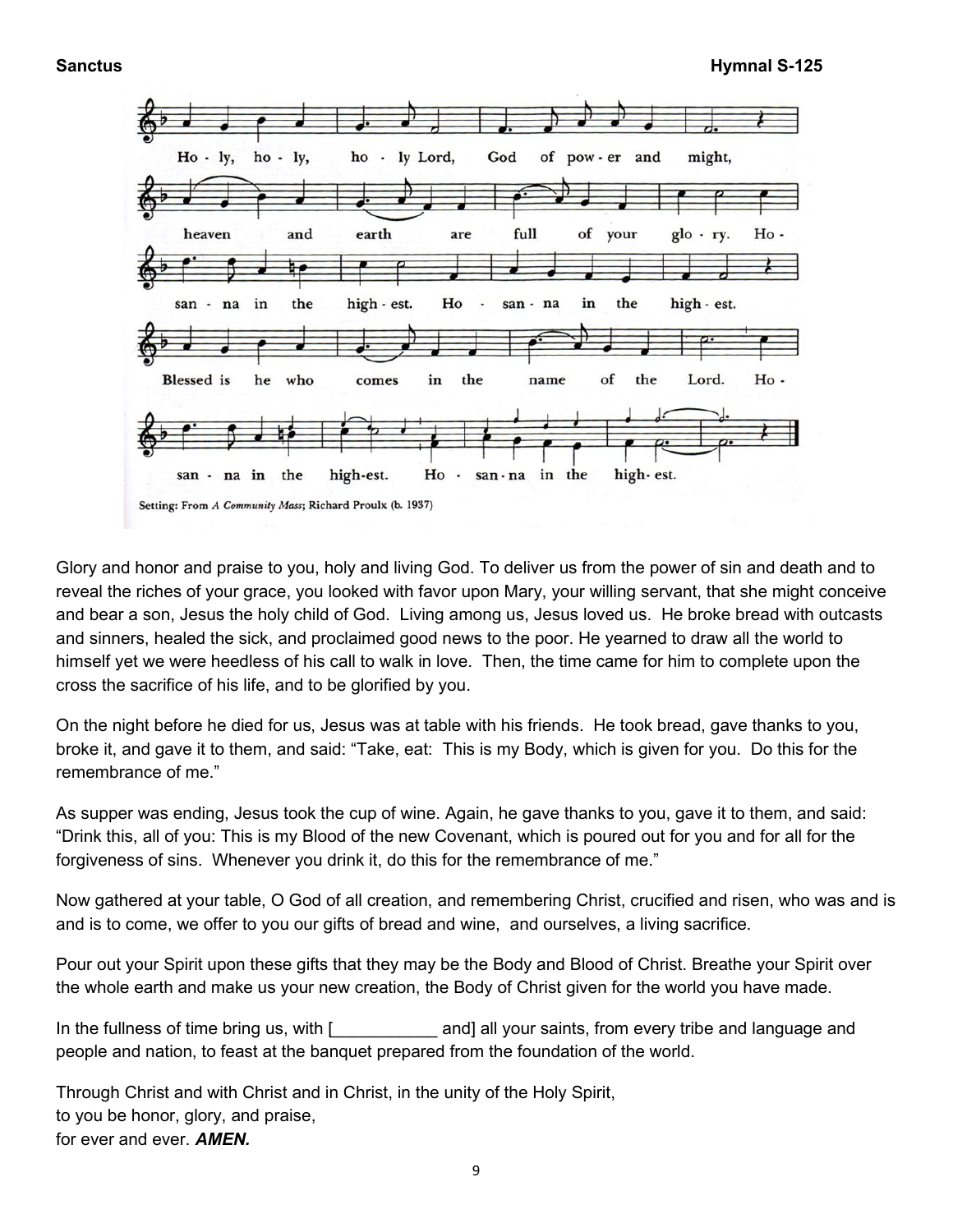**Sanctus** **Hymnal S-125**

Ho - ly, ho - ly, ho - ly Lord, God of pow - er and might,

heaven and earth are full of your glo - ry. Ho -

san - na in the high - est. Ho - san - na in the high - est.

Blessed is he who comes in the name of the Lord. Ho -

san - na in the high-est. Ho - san-na in the high- est.

Setting: From *A Community Mass*; Richard Proulx (b. 1937)

Glory and honor and praise to you, holy and living God. To deliver us from the power of sin and death and to reveal the riches of your grace, you looked with favor upon Mary, your willing servant, that she might conceive and bear a son, Jesus the holy child of God. Living among us, Jesus loved us. He broke bread with outcasts and sinners, healed the sick, and proclaimed good news to the poor. He yearned to draw all the world to himself yet we were heedless of his call to walk in love. Then, the time came for him to complete upon the cross the sacrifice of his life, and to be glorified by you.

On the night before he died for us, Jesus was at table with his friends. He took bread, gave thanks to you, broke it, and gave it to them, and said: "Take, eat: This is my Body, which is given for you. Do this for the remembrance of me."

As supper was ending, Jesus took the cup of wine. Again, he gave thanks to you, gave it to them, and said: "Drink this, all of you: This is my Blood of the new Covenant, which is poured out for you and for all for the forgiveness of sins. Whenever you drink it, do this for the remembrance of me."

Now gathered at your table, O God of all creation, and remembering Christ, crucified and risen, who was and is and is to come, we offer to you our gifts of bread and wine, and ourselves, a living sacrifice.

Pour out your Spirit upon these gifts that they may be the Body and Blood of Christ. Breathe your Spirit over the whole earth and make us your new creation, the Body of Christ given for the world you have made.

In the fullness of time bring us, with [___________ and] all your saints, from every tribe and language and people and nation, to feast at the banquet prepared from the foundation of the world.

Through Christ and with Christ and in Christ, in the unity of the Holy Spirit,
to you be honor, glory, and praise,
for ever and ever. ***AMEN.***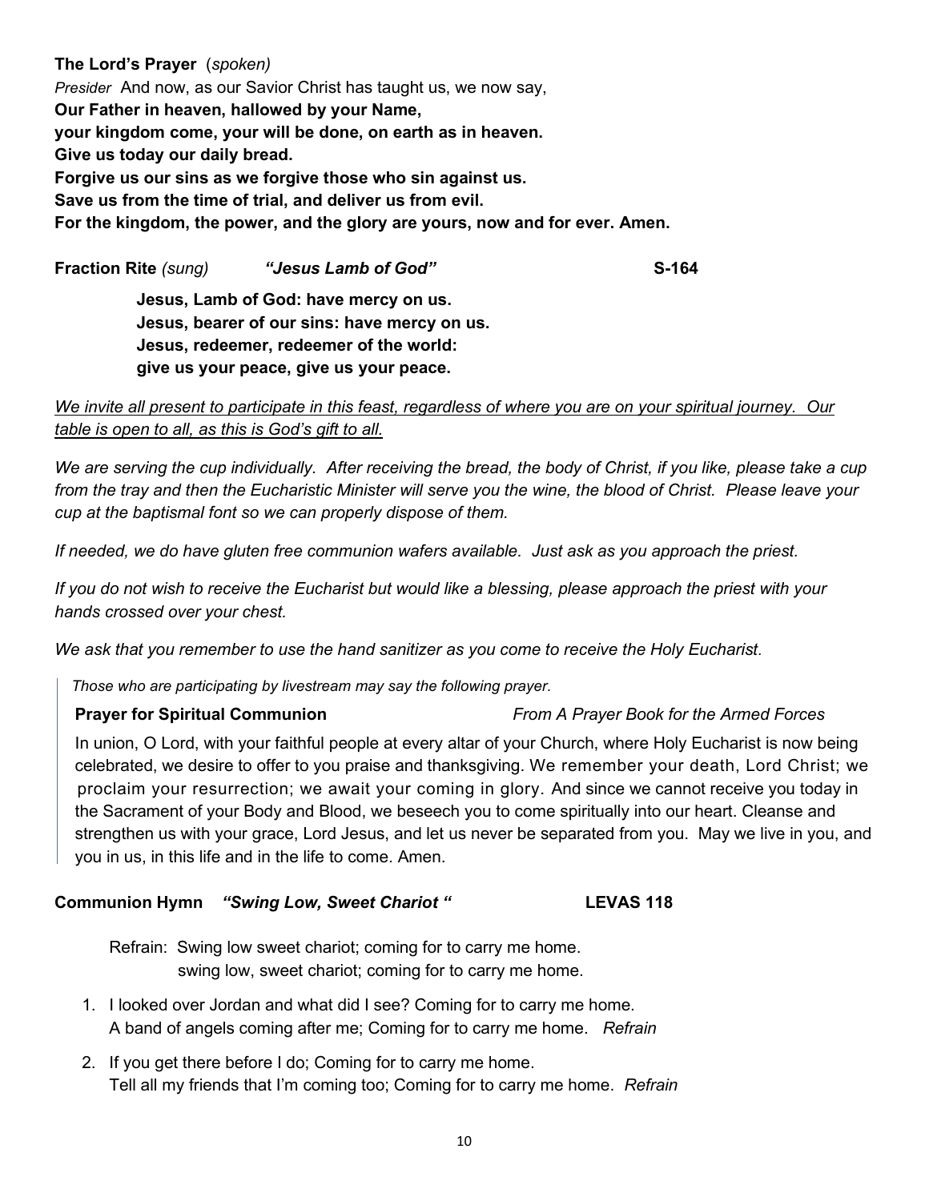**The Lord's Prayer** (*spoken*)

*Presider* And now, as our Savior Christ has taught us, we now say,

**Our Father in heaven, hallowed by your Name,**
**your kingdom come, your will be done, on earth as in heaven.**
**Give us today our daily bread.**
**Forgive us our sins as we forgive those who sin against us.**
**Save us from the time of trial, and deliver us from evil.**
**For the kingdom, the power, and the glory are yours, now and for ever. Amen.**

**Fraction Rite** *(sung)* ***"Jesus Lamb of God"*** **S-164**

> **Jesus, Lamb of God: have mercy on us.**
> **Jesus, bearer of our sins: have mercy on us.**
> **Jesus, redeemer, redeemer of the world:**
> **give us your peace, give us your peace.**

<u>*We invite all present to participate in this feast, regardless of where you are on your spiritual journey. Our table is open to all, as this is God's gift to all.*</u>

*We are serving the cup individually. After receiving the bread, the body of Christ, if you like, please take a cup from the tray and then the Eucharistic Minister will serve you the wine, the blood of Christ. Please leave your cup at the baptismal font so we can properly dispose of them.*

*If needed, we do have gluten free communion wafers available. Just ask as you approach the priest.*

*If you do not wish to receive the Eucharist but would like a blessing, please approach the priest with your hands crossed over your chest.*

*We ask that you remember to use the hand sanitizer as you come to receive the Holy Eucharist.*

> *Those who are participating by livestream may say the following prayer.*
>
> **Prayer for Spiritual Communion** *From A Prayer Book for the Armed Forces*
>
> In union, O Lord, with your faithful people at every altar of your Church, where Holy Eucharist is now being celebrated, we desire to offer to you praise and thanksgiving. We remember your death, Lord Christ; we proclaim your resurrection; we await your coming in glory. And since we cannot receive you today in the Sacrament of your Body and Blood, we beseech you to come spiritually into our heart. Cleanse and strengthen us with your grace, Lord Jesus, and let us never be separated from you. May we live in you, and you in us, in this life and in the life to come. Amen.

**Communion Hymn** ***"Swing Low, Sweet Chariot "*** **LEVAS 118**

Refrain: Swing low sweet chariot; coming for to carry me home.
swing low, sweet chariot; coming for to carry me home.

1. I looked over Jordan and what did I see? Coming for to carry me home.
   A band of angels coming after me; Coming for to carry me home. *Refrain*
2. If you get there before I do; Coming for to carry me home.
   Tell all my friends that I'm coming too; Coming for to carry me home. *Refrain*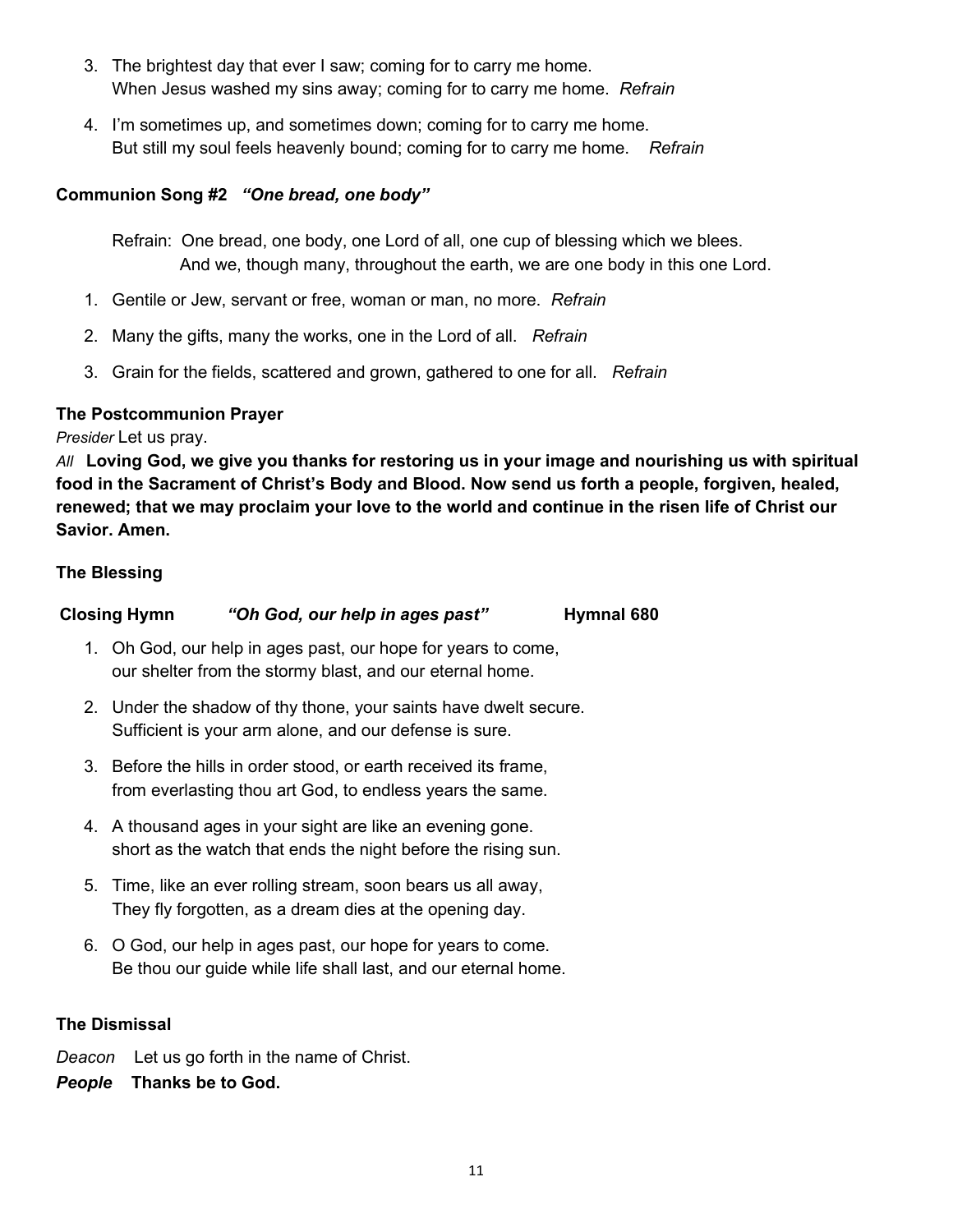3. The brightest day that ever I saw; coming for to carry me home.
   When Jesus washed my sins away; coming for to carry me home. *Refrain*

4. I'm sometimes up, and sometimes down; coming for to carry me home.
   But still my soul feels heavenly bound; coming for to carry me home. *Refrain*

**Communion Song #2** ***"One bread, one body"***

Refrain: One bread, one body, one Lord of all, one cup of blessing which we blees.
And we, though many, throughout the earth, we are one body in this one Lord.

1. Gentile or Jew, servant or free, woman or man, no more. *Refrain*
2. Many the gifts, many the works, one in the Lord of all. *Refrain*
3. Grain for the fields, scattered and grown, gathered to one for all. *Refrain*

**The Postcommunion Prayer**

*Presider* Let us pray.

*All* **Loving God, we give you thanks for restoring us in your image and nourishing us with spiritual food in the Sacrament of Christ's Body and Blood. Now send us forth a people, forgiven, healed, renewed; that we may proclaim your love to the world and continue in the risen life of Christ our Savior. Amen.**

**The Blessing**

**Closing Hymn** ***"Oh God, our help in ages past"*** **Hymnal 680**

1. Oh God, our help in ages past, our hope for years to come,
   our shelter from the stormy blast, and our eternal home.
2. Under the shadow of thy thone, your saints have dwelt secure.
   Sufficient is your arm alone, and our defense is sure.
3. Before the hills in order stood, or earth received its frame,
   from everlasting thou art God, to endless years the same.
4. A thousand ages in your sight are like an evening gone.
   short as the watch that ends the night before the rising sun.
5. Time, like an ever rolling stream, soon bears us all away,
   They fly forgotten, as a dream dies at the opening day.
6. O God, our help in ages past, our hope for years to come.
   Be thou our guide while life shall last, and our eternal home.

**The Dismissal**

*Deacon* Let us go forth in the name of Christ.

***People*** **Thanks be to God.**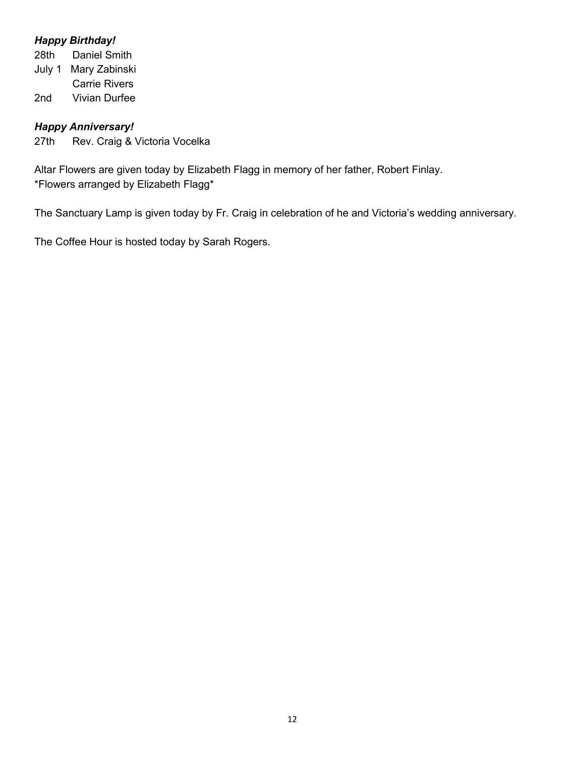***Happy Birthday!***

28th Daniel Smith
July 1 Mary Zabinski
Carrie Rivers
2nd Vivian Durfee

***Happy Anniversary!***

27th Rev. Craig & Victoria Vocelka

Altar Flowers are given today by Elizabeth Flagg in memory of her father, Robert Finlay.
*Flowers arranged by Elizabeth Flagg*

The Sanctuary Lamp is given today by Fr. Craig in celebration of he and Victoria's wedding anniversary.

The Coffee Hour is hosted today by Sarah Rogers.